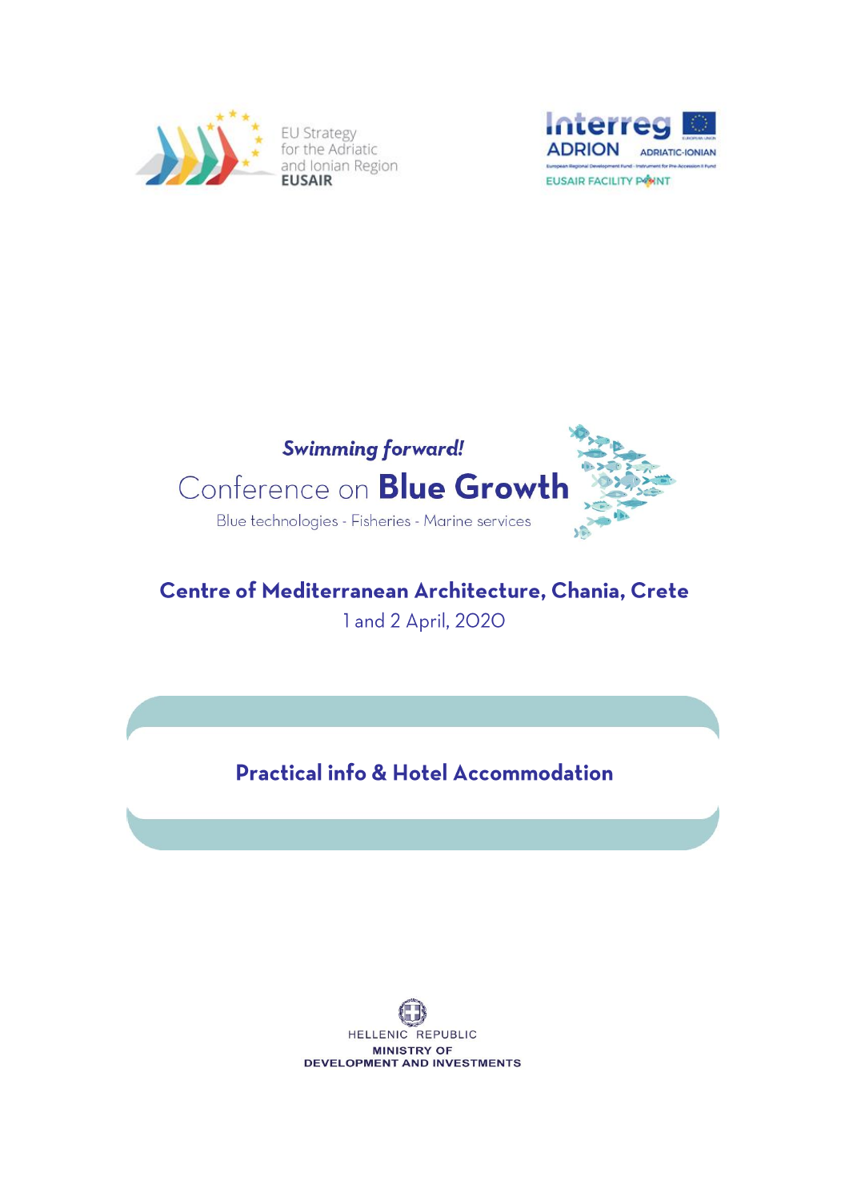EU Strategy for the Adriatic and Ionian Region
**EUSAIR**

Interreg ADRION ADRIATIC-IONIAN
European Regional Development Fund - Instrument for Pre-Accession II Fund
EUSAIR FACILITY POINT

*Swimming forward!*

# Conference on **Blue Growth**

Blue technologies - Fisheries - Marine services

## Centre of Mediterranean Architecture, Chania, Crete

1 and 2 April, 2020

## Practical info & Hotel Accommodation

HELLENIC REPUBLIC
**MINISTRY OF DEVELOPMENT AND INVESTMENTS**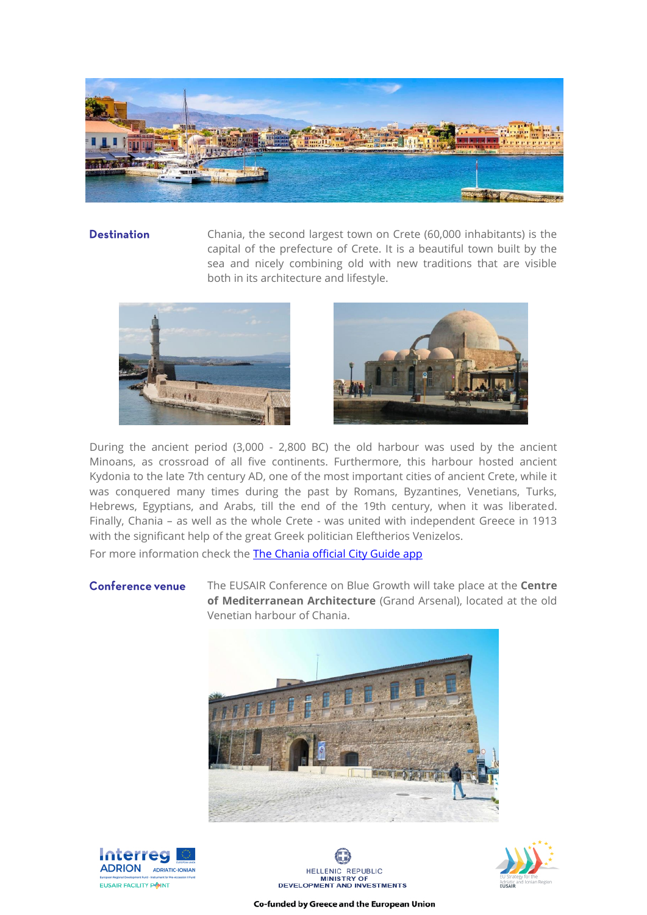## Destination

Chania, the second largest town on Crete (60,000 inhabitants) is the capital of the prefecture of Crete. It is a beautiful town built by the sea and nicely combining old with new traditions that are visible both in its architecture and lifestyle.

During the ancient period (3,000 - 2,800 BC) the old harbour was used by the ancient Minoans, as crossroad of all five continents. Furthermore, this harbour hosted ancient Kydonia to the late 7th century AD, one of the most important cities of ancient Crete, while it was conquered many times during the past by Romans, Byzantines, Venetians, Turks, Hebrews, Egyptians, and Arabs, till the end of the 19th century, when it was liberated. Finally, Chania – as well as the whole Crete - was united with independent Greece in 1913 with the significant help of the great Greek politician Eleftherios Venizelos.

For more information check the [The Chania official City Guide app]

## Conference venue

The EUSAIR Conference on Blue Growth will take place at the **Centre of Mediterranean Architecture** (Grand Arsenal), located at the old Venetian harbour of Chania.

Co-funded by Greece and the European Union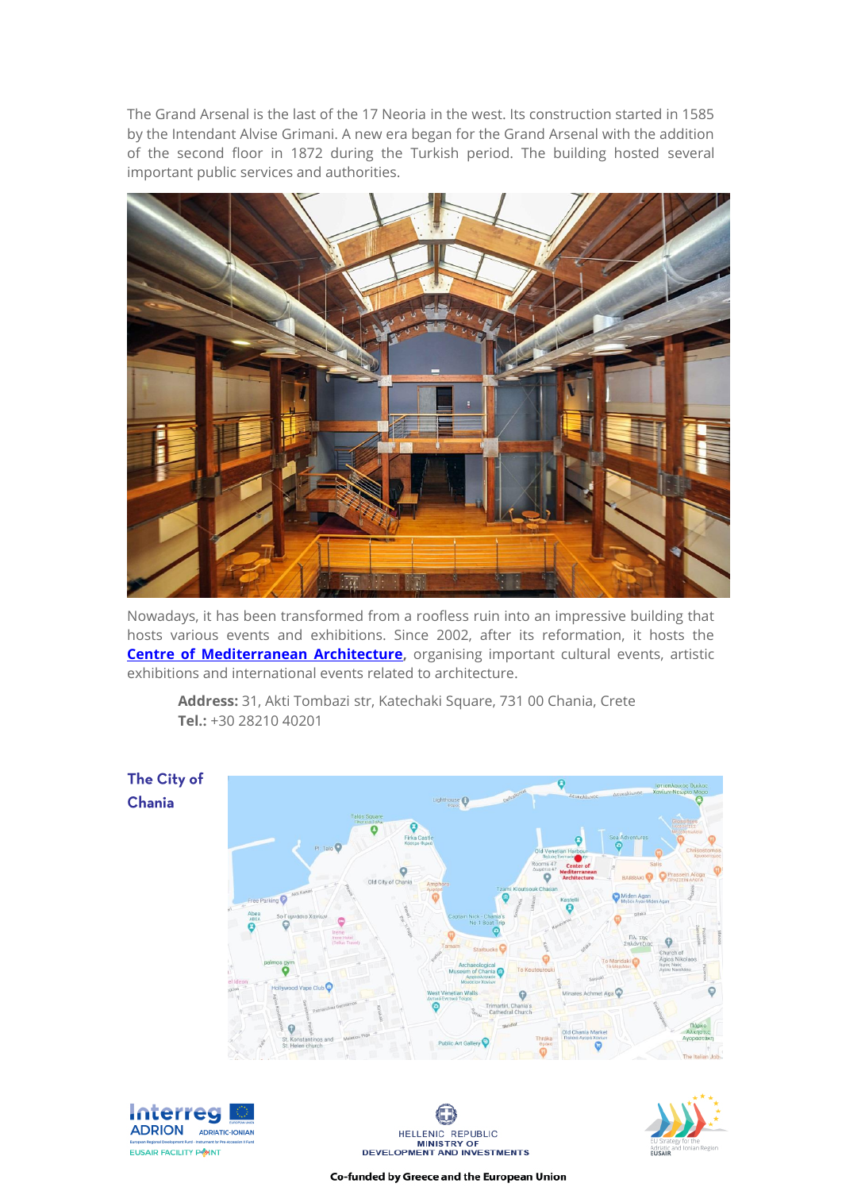The Grand Arsenal is the last of the 17 Neoria in the west. Its construction started in 1585 by the Intendant Alvise Grimani. A new era began for the Grand Arsenal with the addition of the second floor in 1872 during the Turkish period. The building hosted several important public services and authorities.

Nowadays, it has been transformed from a roofless ruin into an impressive building that hosts various events and exhibitions. Since 2002, after its reformation, it hosts the **Centre of Mediterranean Architecture**, organising important cultural events, artistic exhibitions and international events related to architecture.

**Address:** 31, Akti Tombazi str, Katechaki Square, 731 00 Chania, Crete
**Tel.:** +30 28210 40201

## The City of Chania

Co-funded by Greece and the European Union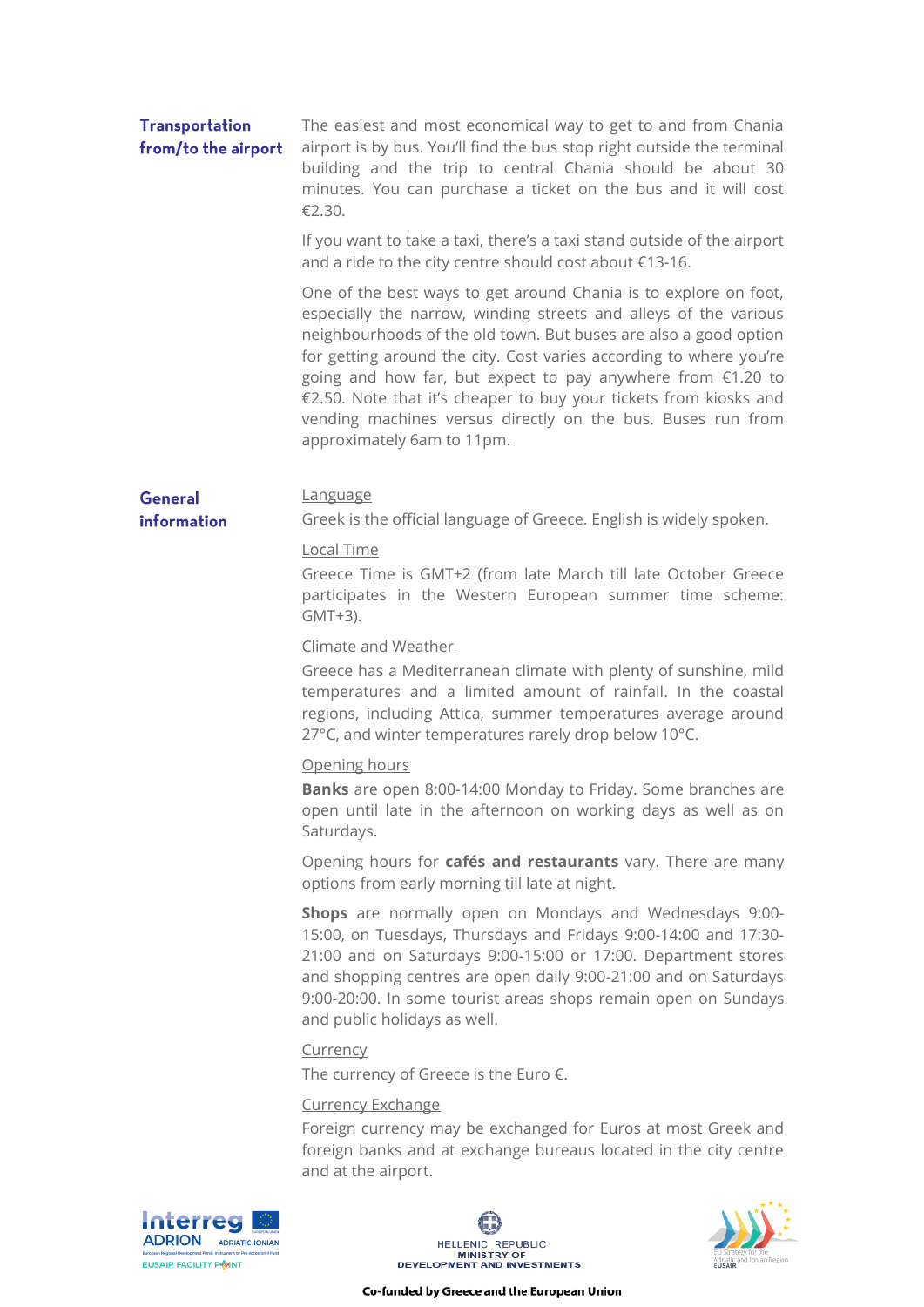## Transportation from/to the airport

The easiest and most economical way to get to and from Chania airport is by bus. You'll find the bus stop right outside the terminal building and the trip to central Chania should be about 30 minutes. You can purchase a ticket on the bus and it will cost €2.30.

If you want to take a taxi, there's a taxi stand outside of the airport and a ride to the city centre should cost about €13-16.

One of the best ways to get around Chania is to explore on foot, especially the narrow, winding streets and alleys of the various neighbourhoods of the old town. But buses are also a good option for getting around the city. Cost varies according to where you're going and how far, but expect to pay anywhere from €1.20 to €2.50. Note that it's cheaper to buy your tickets from kiosks and vending machines versus directly on the bus. Buses run from approximately 6am to 11pm.

## General information

### Language

Greek is the official language of Greece. English is widely spoken.

### Local Time

Greece Time is GMT+2 (from late March till late October Greece participates in the Western European summer time scheme: GMT+3).

### Climate and Weather

Greece has a Mediterranean climate with plenty of sunshine, mild temperatures and a limited amount of rainfall. In the coastal regions, including Attica, summer temperatures average around 27°C, and winter temperatures rarely drop below 10°C.

### Opening hours

**Banks** are open 8:00-14:00 Monday to Friday. Some branches are open until late in the afternoon on working days as well as on Saturdays.

Opening hours for **cafés and restaurants** vary. There are many options from early morning till late at night.

**Shops** are normally open on Mondays and Wednesdays 9:00-15:00, on Tuesdays, Thursdays and Fridays 9:00-14:00 and 17:30-21:00 and on Saturdays 9:00-15:00 or 17:00. Department stores and shopping centres are open daily 9:00-21:00 and on Saturdays 9:00-20:00. In some tourist areas shops remain open on Sundays and public holidays as well.

### Currency

The currency of Greece is the Euro €.

### Currency Exchange

Foreign currency may be exchanged for Euros at most Greek and foreign banks and at exchange bureaus located in the city centre and at the airport.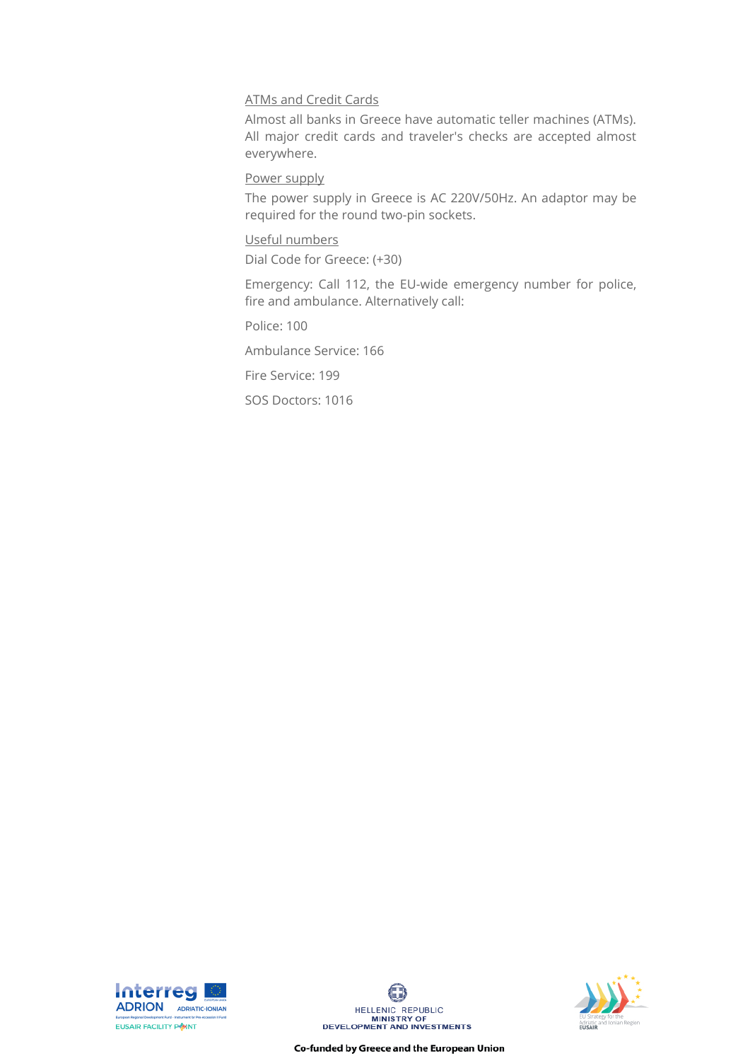ATMs and Credit Cards

Almost all banks in Greece have automatic teller machines (ATMs). All major credit cards and traveler's checks are accepted almost everywhere.

Power supply

The power supply in Greece is AC 220V/50Hz. An adaptor may be required for the round two-pin sockets.

Useful numbers

Dial Code for Greece: (+30)

Emergency: Call 112, the EU-wide emergency number for police, fire and ambulance. Alternatively call:

Police: 100

Ambulance Service: 166

Fire Service: 199

SOS Doctors: 1016

Co-funded by Greece and the European Union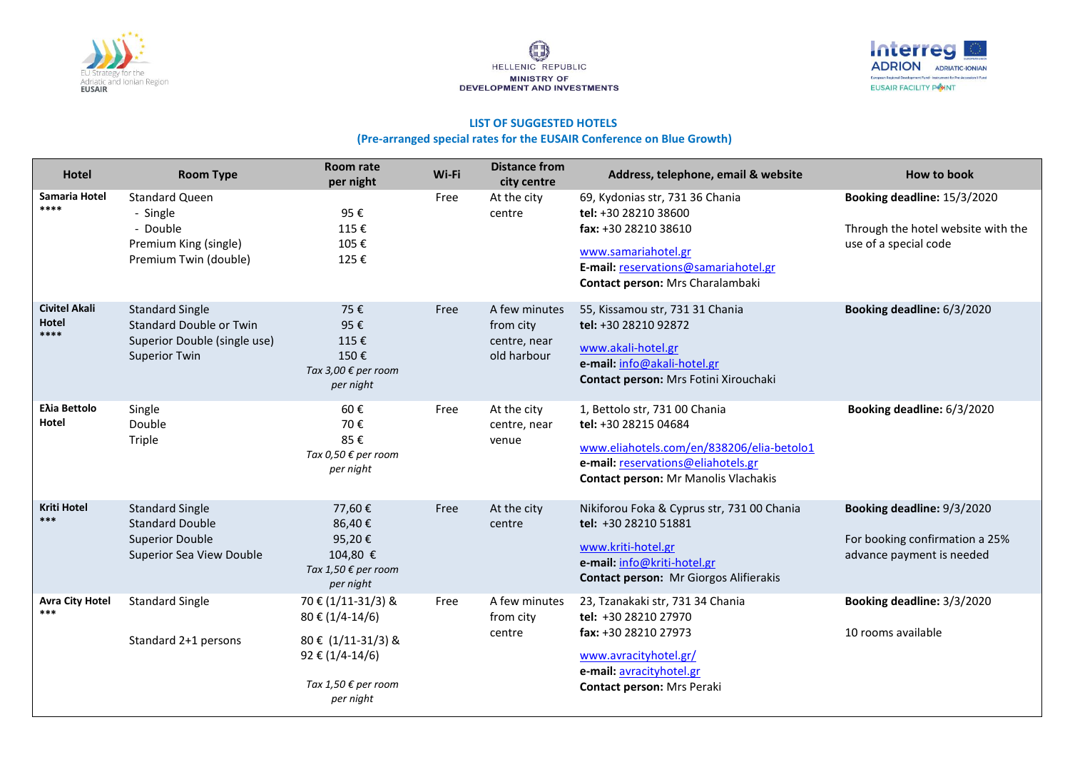HELLENIC REPUBLIC
MINISTRY OF
DEVELOPMENT AND INVESTMENTS

## LIST OF SUGGESTED HOTELS
### (Pre-arranged special rates for the EUSAIR Conference on Blue Growth)

| Hotel | Room Type | Room rate per night | Wi-Fi | Distance from city centre | Address, telephone, email & website | How to book |
|---|---|---|---|---|---|---|
| **Samaria Hotel** **** | Standard Queen<br>- Single<br>- Double<br>Premium King (single)<br>Premium Twin (double) | <br>95 €<br>115 €<br>105 €<br>125 € | Free | At the city centre | 69, Kydonias str, 731 36 Chania<br>**tel:** +30 28210 38600<br>**fax:** +30 28210 38610<br>www.samariahotel.gr<br>**E-mail:** reservations@samariahotel.gr<br>**Contact person:** Mrs Charalambaki | **Booking deadline:** 15/3/2020<br><br>Through the hotel website with the use of a special code |
| **Civitel Akali Hotel** **** | Standard Single<br>Standard Double or Twin<br>Superior Double (single use)<br>Superior Twin | 75 €<br>95 €<br>115 €<br>150 €<br>*Tax 3,00 € per room per night* | Free | A few minutes from city centre, near old harbour | 55, Kissamou str, 731 31 Chania<br>**tel:** +30 28210 92872<br>www.akali-hotel.gr<br>**e-mail:** info@akali-hotel.gr<br>**Contact person:** Mrs Fotini Xirouchaki | **Booking deadline:** 6/3/2020 |
| **Eλia Bettolo Hotel** | Single<br>Double<br>Triple | 60 €<br>70 €<br>85 €<br>*Tax 0,50 € per room per night* | Free | At the city centre, near venue | 1, Bettolo str, 731 00 Chania<br>**tel:** +30 28215 04684<br>www.eliahotels.com/en/838206/elia-betolo1<br>**e-mail:** reservations@eliahotels.gr<br>**Contact person:** Mr Manolis Vlachakis | **Booking deadline:** 6/3/2020 |
| **Kriti Hotel** *** | Standard Single<br>Standard Double<br>Superior Double<br>Superior Sea View Double | 77,60 €<br>86,40 €<br>95,20 €<br>104,80 €<br>*Tax 1,50 € per room per night* | Free | At the city centre | Nikiforou Foka & Cyprus str, 731 00 Chania<br>**tel:** +30 28210 51881<br>www.kriti-hotel.gr<br>**e-mail:** info@kriti-hotel.gr<br>**Contact person:** Mr Giorgos Alifierakis | **Booking deadline:** 9/3/2020<br><br>For booking confirmation a 25% advance payment is needed |
| **Avra City Hotel** *** | Standard Single<br><br>Standard 2+1 persons | 70 € (1/11-31/3) & 80 € (1/4-14/6)<br>80 € (1/11-31/3) & 92 € (1/4-14/6)<br>*Tax 1,50 € per room per night* | Free | A few minutes from city centre | 23, Tzanakaki str, 731 34 Chania<br>**tel:** +30 28210 27970<br>**fax:** +30 28210 27973<br>www.avracityhotel.gr/<br>**e-mail:** avracityhotel.gr<br>**Contact person:** Mrs Peraki | **Booking deadline:** 3/3/2020<br><br>10 rooms available |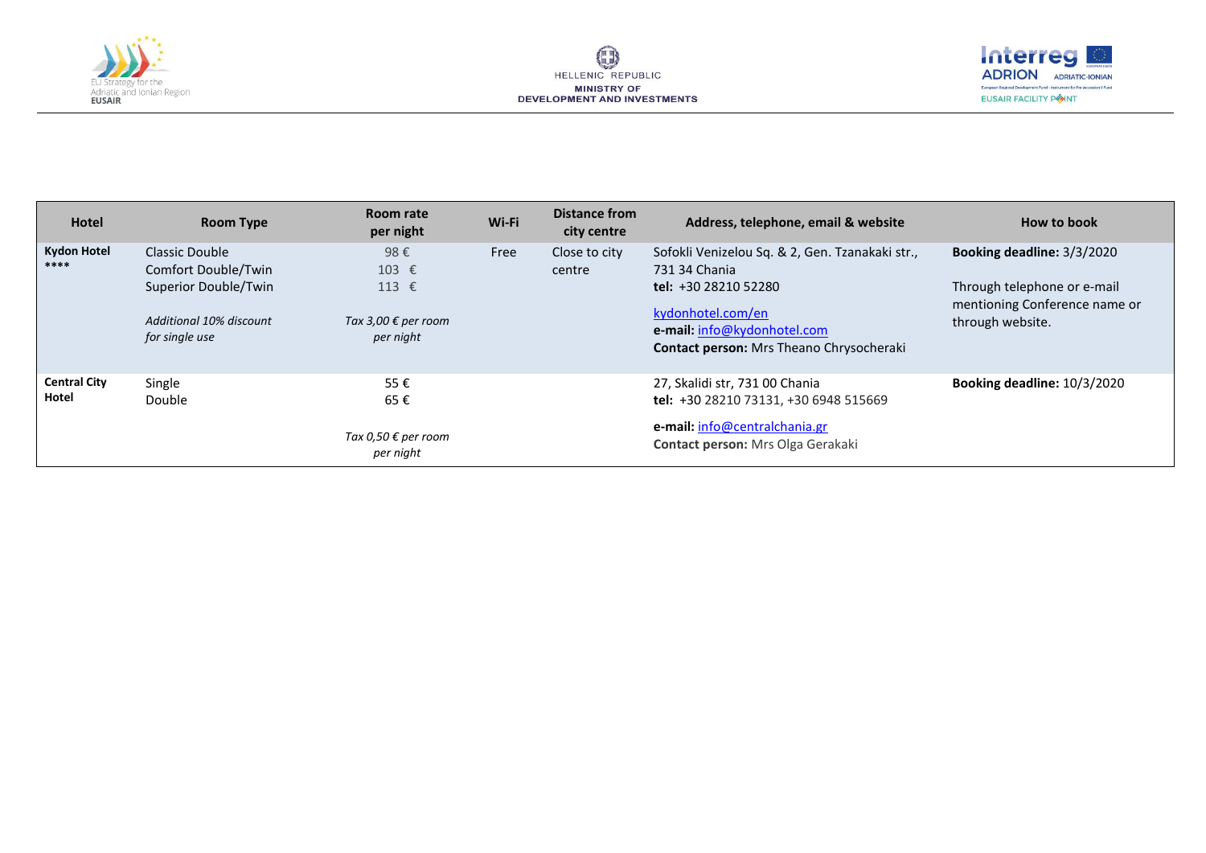| Hotel | Room Type | Room rate per night | Wi-Fi | Distance from city centre | Address, telephone, email & website | How to book |
|---|---|---|---|---|---|---|
| **Kydon Hotel** **** | Classic Double<br>Comfort Double/Twin<br>Superior Double/Twin<br><br>*Additional 10% discount for single use* | 98 €<br>103 €<br>113 €<br><br>*Tax 3,00 € per room per night* | Free | Close to city centre | Sofokli Venizelou Sq. & 2, Gen. Tzanakaki str., 731 34 Chania<br>**tel:** +30 28210 52280<br>kydonhotel.com/en<br>**e-mail:** info@kydonhotel.com<br>**Contact person:** Mrs Theano Chrysocheraki | **Booking deadline:** 3/3/2020<br><br>Through telephone or e-mail mentioning Conference name or through website. |
| **Central City Hotel** | Single<br>Double | 55 €<br>65 €<br><br>*Tax 0,50 € per room per night* | | | 27, Skalidi str, 731 00 Chania<br>**tel:** +30 28210 73131, +30 6948 515669<br>**e-mail:** info@centralchania.gr<br>**Contact person:** Mrs Olga Gerakaki | **Booking deadline:** 10/3/2020 |